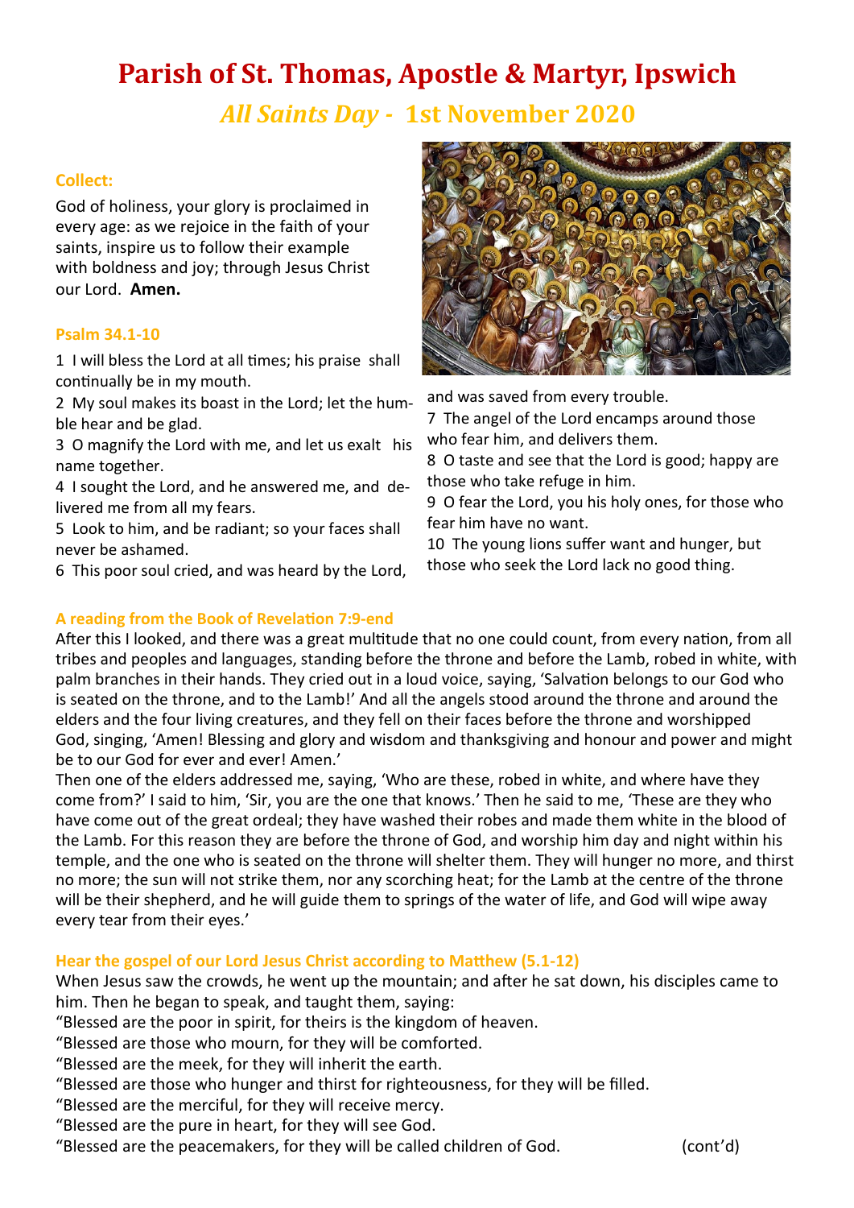# Parish of St. Thomas, Apostle & Martyr, Ipswich

## *All Saints Day -* 1st November 2020

### Collect:

God of holiness, your glory is proclaimed in every age: as we rejoice in the faith of your saints, inspire us to follow their example with boldness and joy; through Jesus Christ our Lord. **Amen.**

### Psalm 34.1-10

1 I will bless the Lord at all times; his praise shall continually be in my mouth.
2 My soul makes its boast in the Lord; let the humble hear and be glad.
3 O magnify the Lord with me, and let us exalt his name together.
4 I sought the Lord, and he answered me, and delivered me from all my fears.
5 Look to him, and be radiant; so your faces shall never be ashamed.
6 This poor soul cried, and was heard by the Lord, and was saved from every trouble.
7 The angel of the Lord encamps around those who fear him, and delivers them.
8 O taste and see that the Lord is good; happy are those who take refuge in him.
9 O fear the Lord, you his holy ones, for those who fear him have no want.
10 The young lions suffer want and hunger, but those who seek the Lord lack no good thing.

### A reading from the Book of Revelation 7:9-end

After this I looked, and there was a great multitude that no one could count, from every nation, from all tribes and peoples and languages, standing before the throne and before the Lamb, robed in white, with palm branches in their hands. They cried out in a loud voice, saying, 'Salvation belongs to our God who is seated on the throne, and to the Lamb!' And all the angels stood around the throne and around the elders and the four living creatures, and they fell on their faces before the throne and worshipped God, singing, 'Amen! Blessing and glory and wisdom and thanksgiving and honour and power and might be to our God for ever and ever! Amen.'
Then one of the elders addressed me, saying, 'Who are these, robed in white, and where have they come from?' I said to him, 'Sir, you are the one that knows.' Then he said to me, 'These are they who have come out of the great ordeal; they have washed their robes and made them white in the blood of the Lamb. For this reason they are before the throne of God, and worship him day and night within his temple, and the one who is seated on the throne will shelter them. They will hunger no more, and thirst no more; the sun will not strike them, nor any scorching heat; for the Lamb at the centre of the throne will be their shepherd, and he will guide them to springs of the water of life, and God will wipe away every tear from their eyes.'

### Hear the gospel of our Lord Jesus Christ according to Matthew (5.1-12)

When Jesus saw the crowds, he went up the mountain; and after he sat down, his disciples came to him. Then he began to speak, and taught them, saying:
"Blessed are the poor in spirit, for theirs is the kingdom of heaven.
"Blessed are those who mourn, for they will be comforted.
"Blessed are the meek, for they will inherit the earth.
"Blessed are those who hunger and thirst for righteousness, for they will be filled.
"Blessed are the merciful, for they will receive mercy.
"Blessed are the pure in heart, for they will see God.
"Blessed are the peacemakers, for they will be called children of God. (cont'd)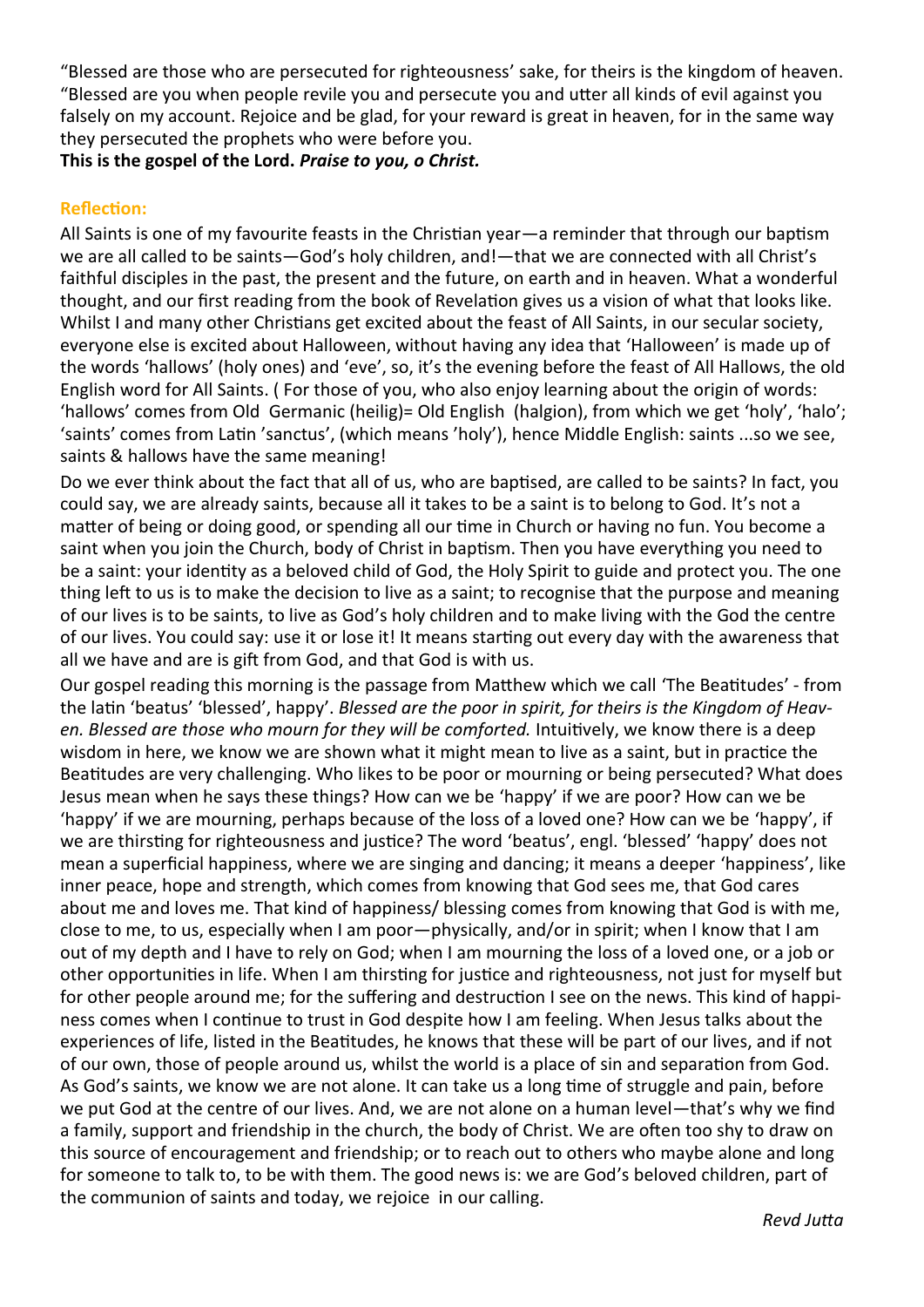"Blessed are those who are persecuted for righteousness' sake, for theirs is the kingdom of heaven. "Blessed are you when people revile you and persecute you and utter all kinds of evil against you falsely on my account. Rejoice and be glad, for your reward is great in heaven, for in the same way they persecuted the prophets who were before you.

**This is the gospel of the Lord. *Praise to you, o Christ.***

**Reflection:**

All Saints is one of my favourite feasts in the Christian year—a reminder that through our baptism we are all called to be saints—God's holy children, and!—that we are connected with all Christ's faithful disciples in the past, the present and the future, on earth and in heaven. What a wonderful thought, and our first reading from the book of Revelation gives us a vision of what that looks like. Whilst I and many other Christians get excited about the feast of All Saints, in our secular society, everyone else is excited about Halloween, without having any idea that 'Halloween' is made up of the words 'hallows' (holy ones) and 'eve', so, it's the evening before the feast of All Hallows, the old English word for All Saints. ( For those of you, who also enjoy learning about the origin of words: 'hallows' comes from Old Germanic (heilig)= Old English (halgion), from which we get 'holy', 'halo'; 'saints' comes from Latin 'sanctus', (which means 'holy'), hence Middle English: saints ...so we see, saints & hallows have the same meaning!

Do we ever think about the fact that all of us, who are baptised, are called to be saints? In fact, you could say, we are already saints, because all it takes to be a saint is to belong to God. It's not a matter of being or doing good, or spending all our time in Church or having no fun. You become a saint when you join the Church, body of Christ in baptism. Then you have everything you need to be a saint: your identity as a beloved child of God, the Holy Spirit to guide and protect you. The one thing left to us is to make the decision to live as a saint; to recognise that the purpose and meaning of our lives is to be saints, to live as God's holy children and to make living with the God the centre of our lives. You could say: use it or lose it! It means starting out every day with the awareness that all we have and are is gift from God, and that God is with us.

Our gospel reading this morning is the passage from Matthew which we call 'The Beatitudes' - from the latin 'beatus' 'blessed', happy'. *Blessed are the poor in spirit, for theirs is the Kingdom of Heaven. Blessed are those who mourn for they will be comforted.* Intuitively, we know there is a deep wisdom in here, we know we are shown what it might mean to live as a saint, but in practice the Beatitudes are very challenging. Who likes to be poor or mourning or being persecuted? What does Jesus mean when he says these things? How can we be 'happy' if we are poor? How can we be 'happy' if we are mourning, perhaps because of the loss of a loved one? How can we be 'happy', if we are thirsting for righteousness and justice? The word 'beatus', engl. 'blessed' 'happy' does not mean a superficial happiness, where we are singing and dancing; it means a deeper 'happiness', like inner peace, hope and strength, which comes from knowing that God sees me, that God cares about me and loves me. That kind of happiness/ blessing comes from knowing that God is with me, close to me, to us, especially when I am poor—physically, and/or in spirit; when I know that I am out of my depth and I have to rely on God; when I am mourning the loss of a loved one, or a job or other opportunities in life. When I am thirsting for justice and righteousness, not just for myself but for other people around me; for the suffering and destruction I see on the news. This kind of happiness comes when I continue to trust in God despite how I am feeling. When Jesus talks about the experiences of life, listed in the Beatitudes, he knows that these will be part of our lives, and if not of our own, those of people around us, whilst the world is a place of sin and separation from God. As God's saints, we know we are not alone. It can take us a long time of struggle and pain, before we put God at the centre of our lives. And, we are not alone on a human level—that's why we find a family, support and friendship in the church, the body of Christ. We are often too shy to draw on this source of encouragement and friendship; or to reach out to others who maybe alone and long for someone to talk to, to be with them. The good news is: we are God's beloved children, part of the communion of saints and today, we rejoice in our calling.

*Revd Jutta*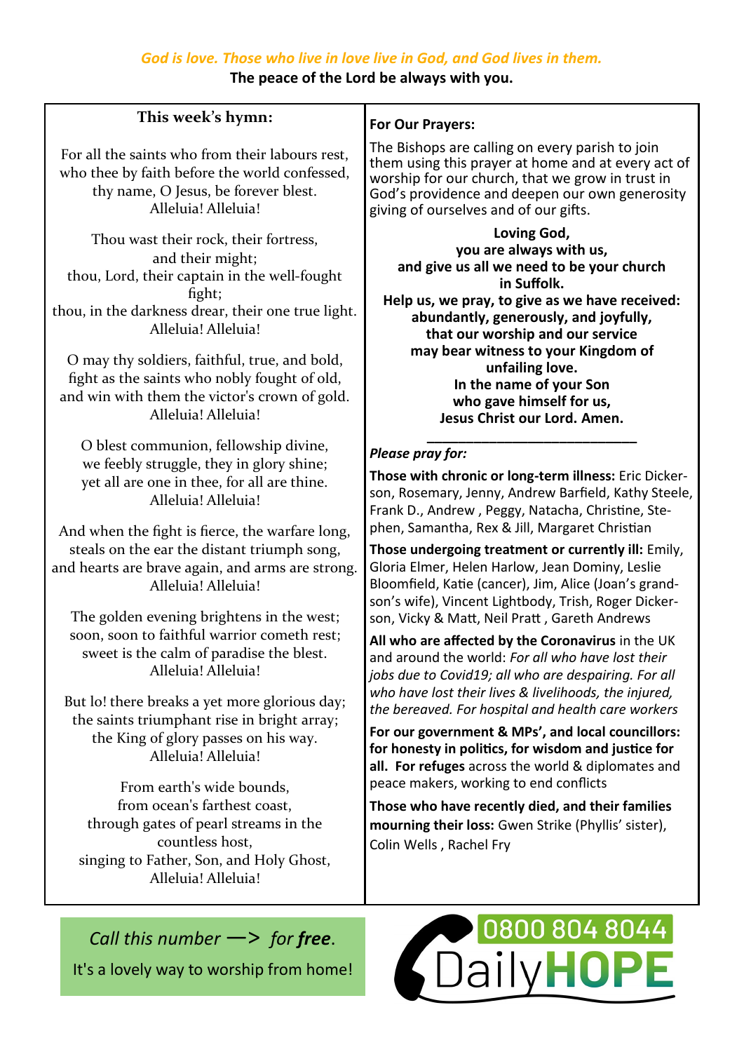*God is love. Those who live in love live in God, and God lives in them.*

**The peace of the Lord be always with you.**

**This week's hymn:**

For all the saints who from their labours rest,
who thee by faith before the world confessed,
thy name, O Jesus, be forever blest.
Alleluia! Alleluia!

Thou wast their rock, their fortress,
and their might;
thou, Lord, their captain in the well-fought
fight;
thou, in the darkness drear, their one true light.
Alleluia! Alleluia!

O may thy soldiers, faithful, true, and bold,
fight as the saints who nobly fought of old,
and win with them the victor's crown of gold.
Alleluia! Alleluia!

O blest communion, fellowship divine,
we feebly struggle, they in glory shine;
yet all are one in thee, for all are thine.
Alleluia! Alleluia!

And when the fight is fierce, the warfare long,
steals on the ear the distant triumph song,
and hearts are brave again, and arms are strong.
Alleluia! Alleluia!

The golden evening brightens in the west;
soon, soon to faithful warrior cometh rest;
sweet is the calm of paradise the blest.
Alleluia! Alleluia!

But lo! there breaks a yet more glorious day;
the saints triumphant rise in bright array;
the King of glory passes on his way.
Alleluia! Alleluia!

From earth's wide bounds,
from ocean's farthest coast,
through gates of pearl streams in the
countless host,
singing to Father, Son, and Holy Ghost,
Alleluia! Alleluia!

**For Our Prayers:**

The Bishops are calling on every parish to join them using this prayer at home and at every act of worship for our church, that we grow in trust in God's providence and deepen our own generosity giving of ourselves and of our gifts.

**Loving God,**
**you are always with us,**
**and give us all we need to be your church**
**in Suffolk.**
**Help us, we pray, to give as we have received:**
**abundantly, generously, and joyfully,**
**that our worship and our service**
**may bear witness to your Kingdom of**
**unfailing love.**
**In the name of your Son**
**who gave himself for us,**
**Jesus Christ our Lord. Amen.**

---

*Please pray for:*

**Those with chronic or long-term illness:** Eric Dickerson, Rosemary, Jenny, Andrew Barfield, Kathy Steele, Frank D., Andrew , Peggy, Natacha, Christine, Stephen, Samantha, Rex & Jill, Margaret Christian

**Those undergoing treatment or currently ill:** Emily, Gloria Elmer, Helen Harlow, Jean Dominy, Leslie Bloomfield, Katie (cancer), Jim, Alice (Joan's grandson's wife), Vincent Lightbody, Trish, Roger Dickerson, Vicky & Matt, Neil Pratt , Gareth Andrews

**All who are affected by the Coronavirus** in the UK and around the world: *For all who have lost their jobs due to Covid19; all who are despairing. For all who have lost their lives & livelihoods, the injured, the bereaved. For hospital and health care workers*

**For our government & MPs', and local councillors: for honesty in politics, for wisdom and justice for all. For refuges** across the world & diplomates and peace makers, working to end conflicts

**Those who have recently died, and their families mourning their loss:** Gwen Strike (Phyllis' sister), Colin Wells , Rachel Fry

*Call this number —> for* ***free****.*

It's a lovely way to worship from home!

0800 804 8044
Daily**HOPE**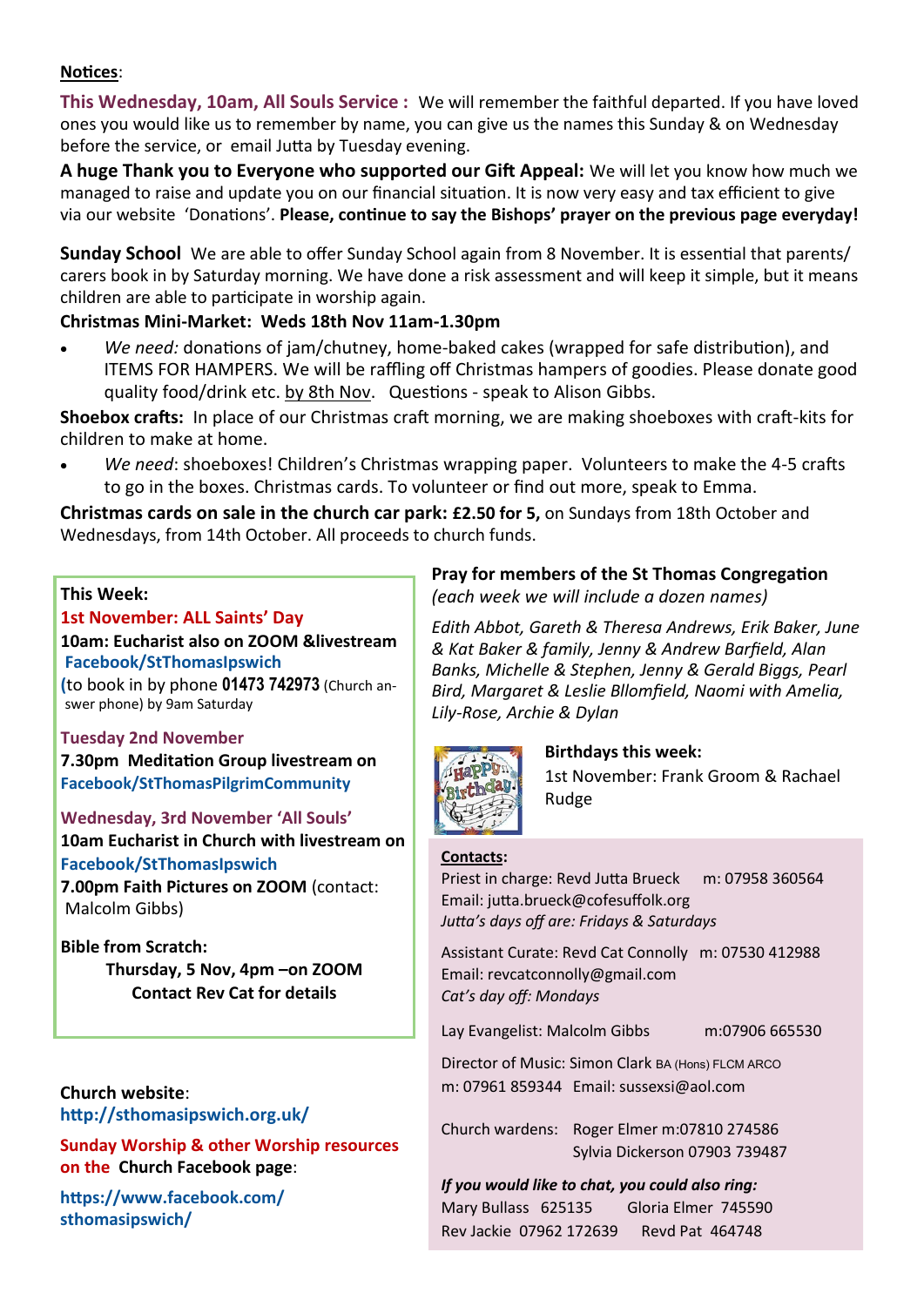**Notices**:

**This Wednesday, 10am, All Souls Service :** We will remember the faithful departed. If you have loved ones you would like us to remember by name, you can give us the names this Sunday & on Wednesday before the service, or email Jutta by Tuesday evening.

**A huge Thank you to Everyone who supported our Gift Appeal:** We will let you know how much we managed to raise and update you on our financial situation. It is now very easy and tax efficient to give via our website 'Donations'. **Please, continue to say the Bishops' prayer on the previous page everyday!**

**Sunday School** We are able to offer Sunday School again from 8 November. It is essential that parents/carers book in by Saturday morning. We have done a risk assessment and will keep it simple, but it means children are able to participate in worship again.

**Christmas Mini-Market: Weds 18th Nov 11am-1.30pm**

- *We need:* donations of jam/chutney, home-baked cakes (wrapped for safe distribution), and ITEMS FOR HAMPERS. We will be raffling off Christmas hampers of goodies. Please donate good quality food/drink etc. by 8th Nov. Questions - speak to Alison Gibbs.

**Shoebox crafts:** In place of our Christmas craft morning, we are making shoeboxes with craft-kits for children to make at home.

- *We need*: shoeboxes! Children's Christmas wrapping paper. Volunteers to make the 4-5 crafts to go in the boxes. Christmas cards. To volunteer or find out more, speak to Emma.

**Christmas cards on sale in the church car park: £2.50 for 5,** on Sundays from 18th October and Wednesdays, from 14th October. All proceeds to church funds.

**This Week:**

**1st November: ALL Saints' Day**

**10am: Eucharist also on ZOOM &livestream Facebook/StThomasIpswich**

(to book in by phone **01473 742973** (Church answer phone) by 9am Saturday

**Tuesday 2nd November**

**7.30pm Meditation Group livestream on Facebook/StThomasPilgrimCommunity**

**Wednesday, 3rd November 'All Souls'**

**10am Eucharist in Church with livestream on Facebook/StThomasIpswich**

**7.00pm Faith Pictures on ZOOM** (contact: Malcolm Gibbs)

**Bible from Scratch:**

**Thursday, 5 Nov, 4pm –on ZOOM**

**Contact Rev Cat for details**

**Church website**: **http://sthomasipswich.org.uk/**

**Sunday Worship & other Worship resources on the Church Facebook page**:

**https://www.facebook.com/sthomasipswich/**

**Pray for members of the St Thomas Congregation**

*(each week we will include a dozen names)*

*Edith Abbot, Gareth & Theresa Andrews, Erik Baker, June & Kat Baker & family, Jenny & Andrew Barfield, Alan Banks, Michelle & Stephen, Jenny & Gerald Biggs, Pearl Bird, Margaret & Leslie Bllomfield, Naomi with Amelia, Lily-Rose, Archie & Dylan*

**Birthdays this week:**

1st November: Frank Groom & Rachael Rudge

**Contacts:**

Priest in charge: Revd Jutta Brueck m: 07958 360564
Email: jutta.brueck@cofesuffolk.org
*Jutta's days off are: Fridays & Saturdays*

Assistant Curate: Revd Cat Connolly m: 07530 412988
Email: revcatconnolly@gmail.com
*Cat's day off: Mondays*

Lay Evangelist: Malcolm Gibbs m:07906 665530

Director of Music: Simon Clark BA (Hons) FLCM ARCO
m: 07961 859344 Email: sussexsi@aol.com

Church wardens: Roger Elmer m:07810 274586
Sylvia Dickerson 07903 739487

***If you would like to chat, you could also ring:***

Mary Bullass 625135 Gloria Elmer 745590
Rev Jackie 07962 172639 Revd Pat 464748